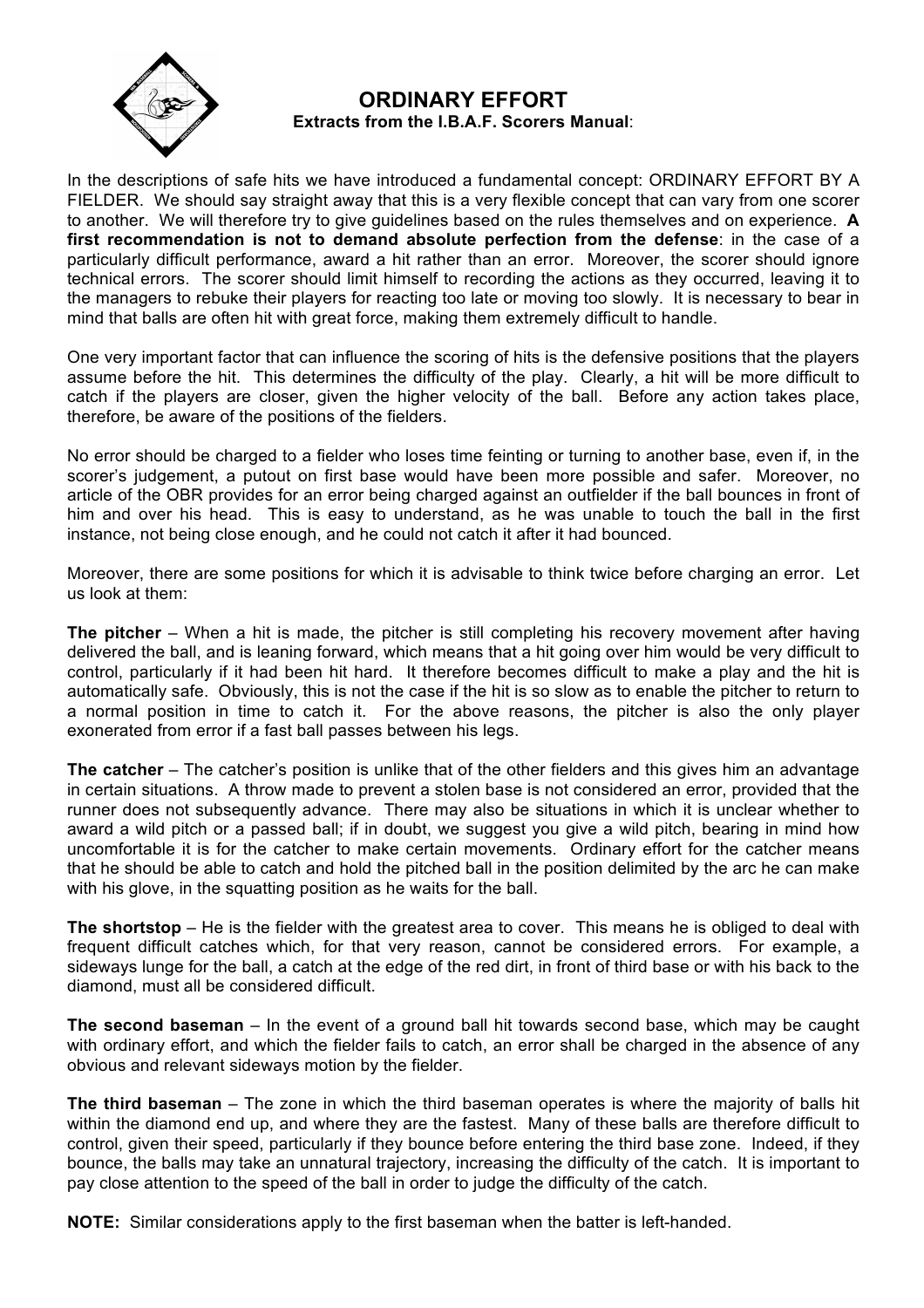# ORDINARY EFFORT

**Extracts from the I.B.A.F. Scorers Manual**:

In the descriptions of safe hits we have introduced a fundamental concept: ORDINARY EFFORT BY A FIELDER. We should say straight away that this is a very flexible concept that can vary from one scorer to another. We will therefore try to give guidelines based on the rules themselves and on experience. **A first recommendation is not to demand absolute perfection from the defense**: in the case of a particularly difficult performance, award a hit rather than an error. Moreover, the scorer should ignore technical errors. The scorer should limit himself to recording the actions as they occurred, leaving it to the managers to rebuke their players for reacting too late or moving too slowly. It is necessary to bear in mind that balls are often hit with great force, making them extremely difficult to handle.

One very important factor that can influence the scoring of hits is the defensive positions that the players assume before the hit. This determines the difficulty of the play. Clearly, a hit will be more difficult to catch if the players are closer, given the higher velocity of the ball. Before any action takes place, therefore, be aware of the positions of the fielders.

No error should be charged to a fielder who loses time feinting or turning to another base, even if, in the scorer's judgement, a putout on first base would have been more possible and safer. Moreover, no article of the OBR provides for an error being charged against an outfielder if the ball bounces in front of him and over his head. This is easy to understand, as he was unable to touch the ball in the first instance, not being close enough, and he could not catch it after it had bounced.

Moreover, there are some positions for which it is advisable to think twice before charging an error. Let us look at them:

**The pitcher** – When a hit is made, the pitcher is still completing his recovery movement after having delivered the ball, and is leaning forward, which means that a hit going over him would be very difficult to control, particularly if it had been hit hard. It therefore becomes difficult to make a play and the hit is automatically safe. Obviously, this is not the case if the hit is so slow as to enable the pitcher to return to a normal position in time to catch it. For the above reasons, the pitcher is also the only player exonerated from error if a fast ball passes between his legs.

**The catcher** – The catcher's position is unlike that of the other fielders and this gives him an advantage in certain situations. A throw made to prevent a stolen base is not considered an error, provided that the runner does not subsequently advance. There may also be situations in which it is unclear whether to award a wild pitch or a passed ball; if in doubt, we suggest you give a wild pitch, bearing in mind how uncomfortable it is for the catcher to make certain movements. Ordinary effort for the catcher means that he should be able to catch and hold the pitched ball in the position delimited by the arc he can make with his glove, in the squatting position as he waits for the ball.

**The shortstop** – He is the fielder with the greatest area to cover. This means he is obliged to deal with frequent difficult catches which, for that very reason, cannot be considered errors. For example, a sideways lunge for the ball, a catch at the edge of the red dirt, in front of third base or with his back to the diamond, must all be considered difficult.

**The second baseman** – In the event of a ground ball hit towards second base, which may be caught with ordinary effort, and which the fielder fails to catch, an error shall be charged in the absence of any obvious and relevant sideways motion by the fielder.

**The third baseman** – The zone in which the third baseman operates is where the majority of balls hit within the diamond end up, and where they are the fastest. Many of these balls are therefore difficult to control, given their speed, particularly if they bounce before entering the third base zone. Indeed, if they bounce, the balls may take an unnatural trajectory, increasing the difficulty of the catch. It is important to pay close attention to the speed of the ball in order to judge the difficulty of the catch.

**NOTE:** Similar considerations apply to the first baseman when the batter is left-handed.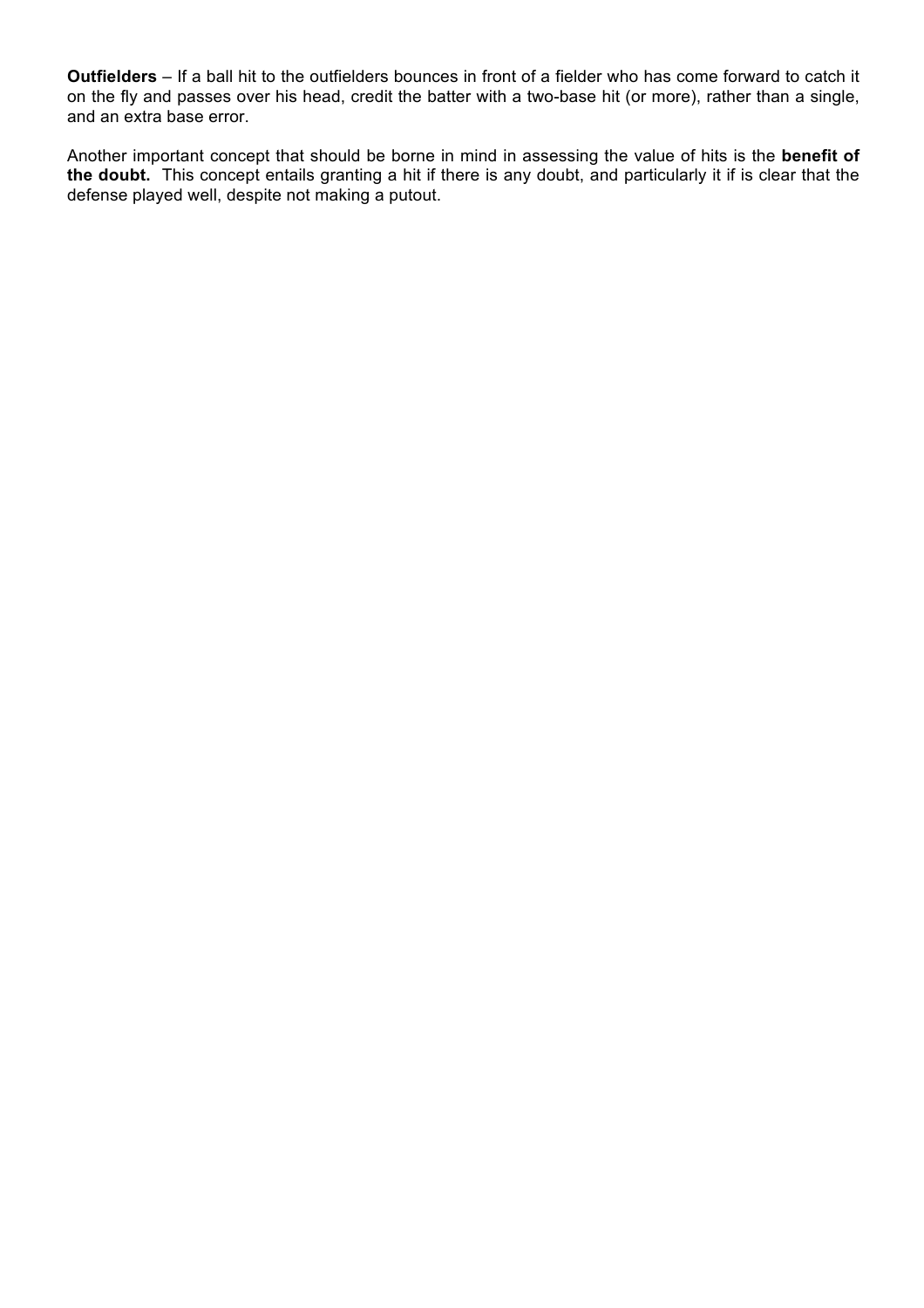**Outfielders** – If a ball hit to the outfielders bounces in front of a fielder who has come forward to catch it on the fly and passes over his head, credit the batter with a two-base hit (or more), rather than a single, and an extra base error.

Another important concept that should be borne in mind in assessing the value of hits is the **benefit of the doubt.** This concept entails granting a hit if there is any doubt, and particularly it if is clear that the defense played well, despite not making a putout.